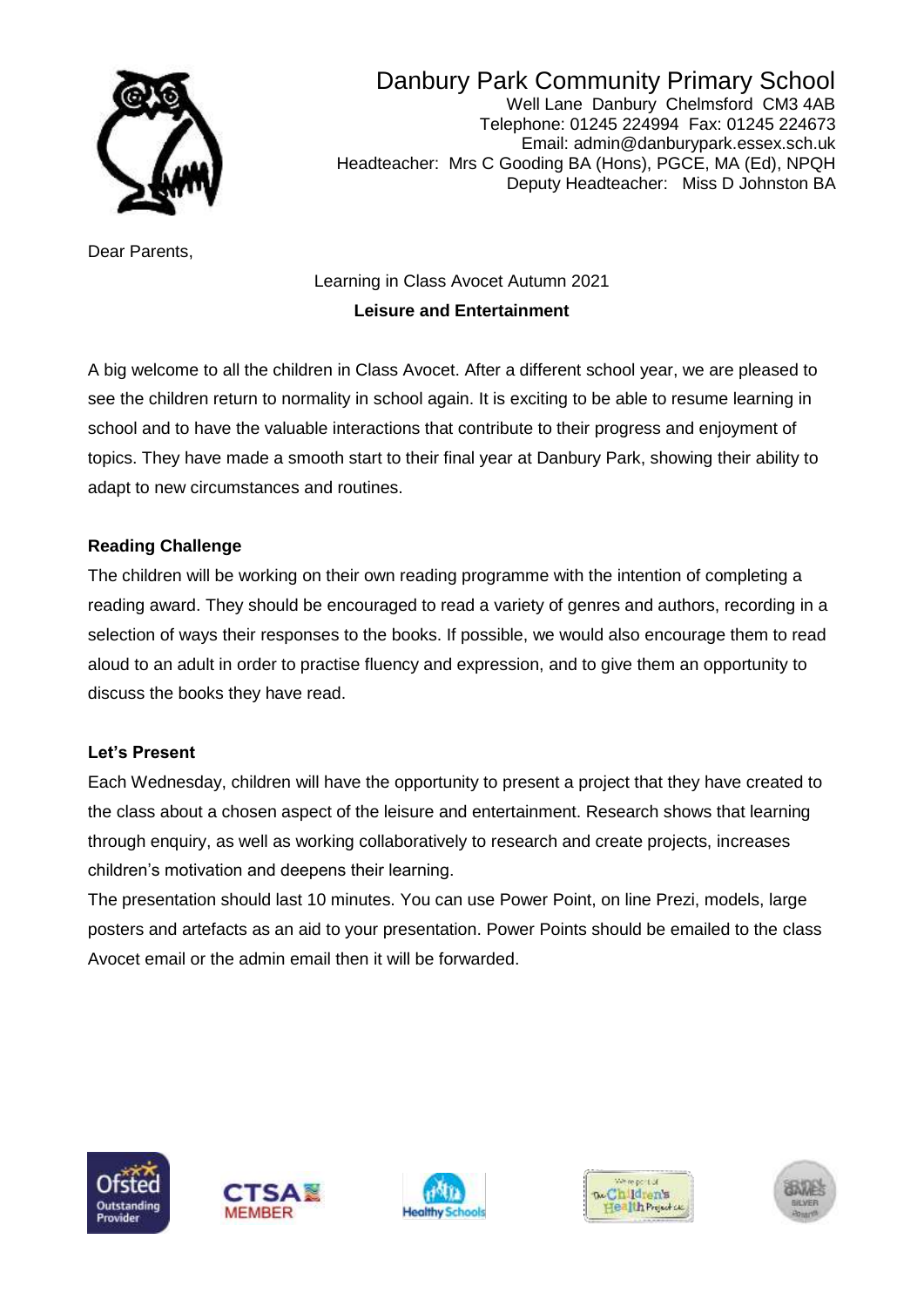# Danbury Park Community Primary School

Well Lane Danbury Chelmsford CM3 4AB
Telephone: 01245 224994 Fax: 01245 224673
Email: admin@danburypark.essex.sch.uk
Headteacher: Mrs C Gooding BA (Hons), PGCE, MA (Ed), NPQH
Deputy Headteacher: Miss D Johnston BA

Dear Parents,

Learning in Class Avocet Autumn 2021

**Leisure and Entertainment**

A big welcome to all the children in Class Avocet. After a different school year, we are pleased to see the children return to normality in school again. It is exciting to be able to resume learning in school and to have the valuable interactions that contribute to their progress and enjoyment of topics. They have made a smooth start to their final year at Danbury Park, showing their ability to adapt to new circumstances and routines.

**Reading Challenge**

The children will be working on their own reading programme with the intention of completing a reading award. They should be encouraged to read a variety of genres and authors, recording in a selection of ways their responses to the books. If possible, we would also encourage them to read aloud to an adult in order to practise fluency and expression, and to give them an opportunity to discuss the books they have read.

**Let's Present**

Each Wednesday, children will have the opportunity to present a project that they have created to the class about a chosen aspect of the leisure and entertainment. Research shows that learning through enquiry, as well as working collaboratively to research and create projects, increases children's motivation and deepens their learning.

The presentation should last 10 minutes. You can use Power Point, on line Prezi, models, large posters and artefacts as an aid to your presentation. Power Points should be emailed to the class Avocet email or the admin email then it will be forwarded.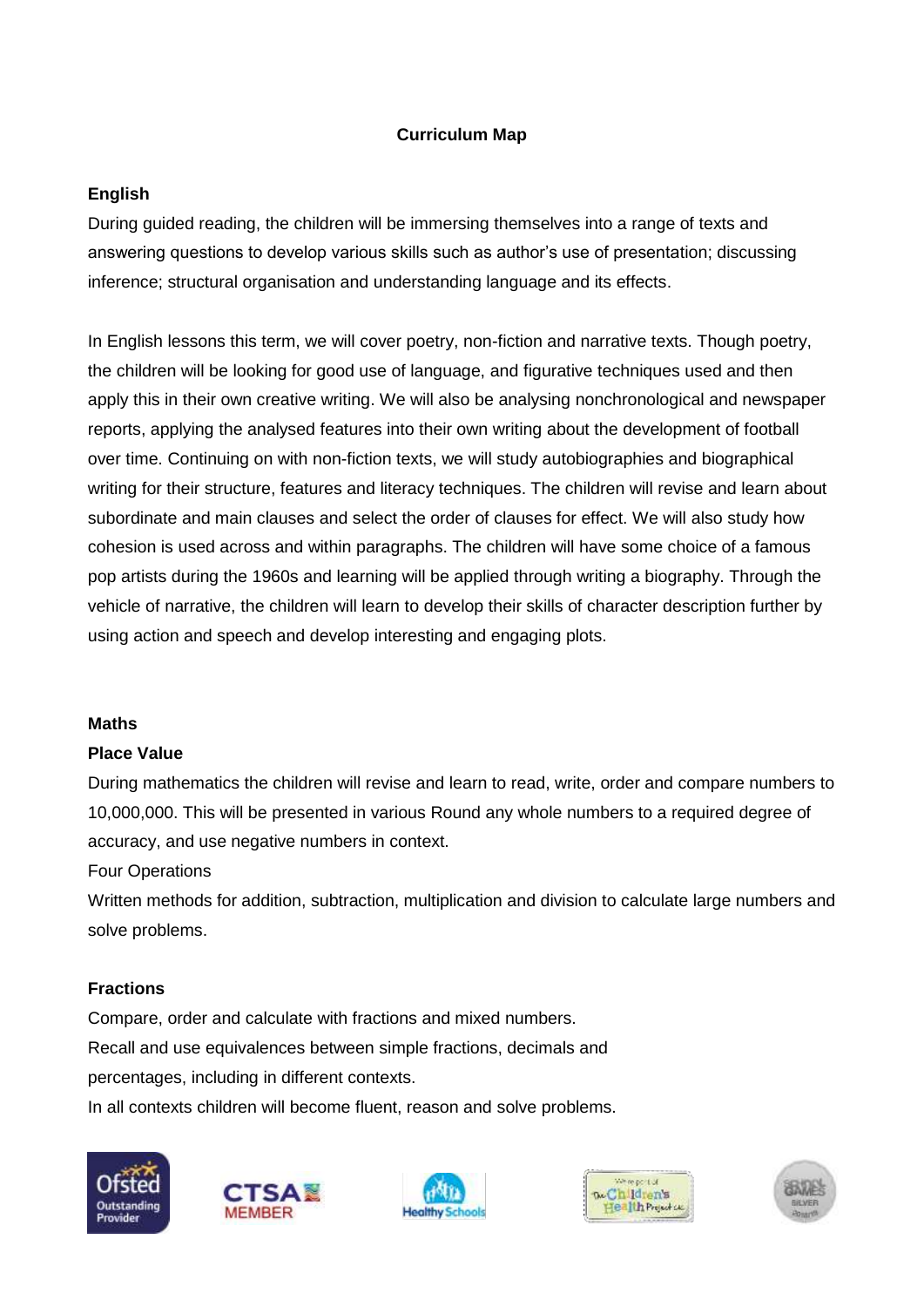**Curriculum Map**

**English**

During guided reading, the children will be immersing themselves into a range of texts and answering questions to develop various skills such as author's use of presentation; discussing inference; structural organisation and understanding language and its effects.

In English lessons this term, we will cover poetry, non-fiction and narrative texts. Though poetry, the children will be looking for good use of language, and figurative techniques used and then apply this in their own creative writing. We will also be analysing nonchronological and newspaper reports, applying the analysed features into their own writing about the development of football over time. Continuing on with non-fiction texts, we will study autobiographies and biographical writing for their structure, features and literacy techniques. The children will revise and learn about subordinate and main clauses and select the order of clauses for effect. We will also study how cohesion is used across and within paragraphs. The children will have some choice of a famous pop artists during the 1960s and learning will be applied through writing a biography. Through the vehicle of narrative, the children will learn to develop their skills of character description further by using action and speech and develop interesting and engaging plots.

**Maths**

**Place Value**

During mathematics the children will revise and learn to read, write, order and compare numbers to 10,000,000. This will be presented in various Round any whole numbers to a required degree of accuracy, and use negative numbers in context.

Four Operations

Written methods for addition, subtraction, multiplication and division to calculate large numbers and solve problems.

**Fractions**

Compare, order and calculate with fractions and mixed numbers.

Recall and use equivalences between simple fractions, decimals and percentages, including in different contexts.

In all contexts children will become fluent, reason and solve problems.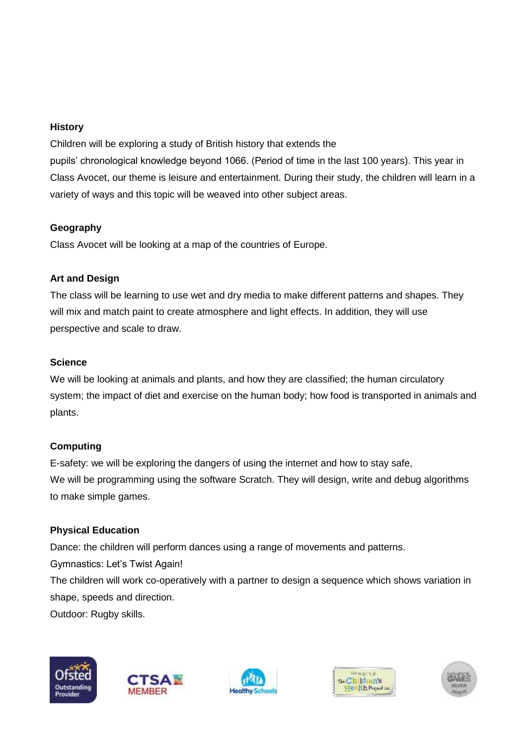**History**

Children will be exploring a study of British history that extends the pupils' chronological knowledge beyond 1066. (Period of time in the last 100 years). This year in Class Avocet, our theme is leisure and entertainment. During their study, the children will learn in a variety of ways and this topic will be weaved into other subject areas.

**Geography**

Class Avocet will be looking at a map of the countries of Europe.

**Art and Design**

The class will be learning to use wet and dry media to make different patterns and shapes. They will mix and match paint to create atmosphere and light effects. In addition, they will use perspective and scale to draw.

**Science**

We will be looking at animals and plants, and how they are classified; the human circulatory system; the impact of diet and exercise on the human body; how food is transported in animals and plants.

**Computing**

E-safety: we will be exploring the dangers of using the internet and how to stay safe,
We will be programming using the software Scratch. They will design, write and debug algorithms to make simple games.

**Physical Education**

Dance: the children will perform dances using a range of movements and patterns.
Gymnastics: Let's Twist Again!
The children will work co-operatively with a partner to design a sequence which shows variation in shape, speeds and direction.
Outdoor: Rugby skills.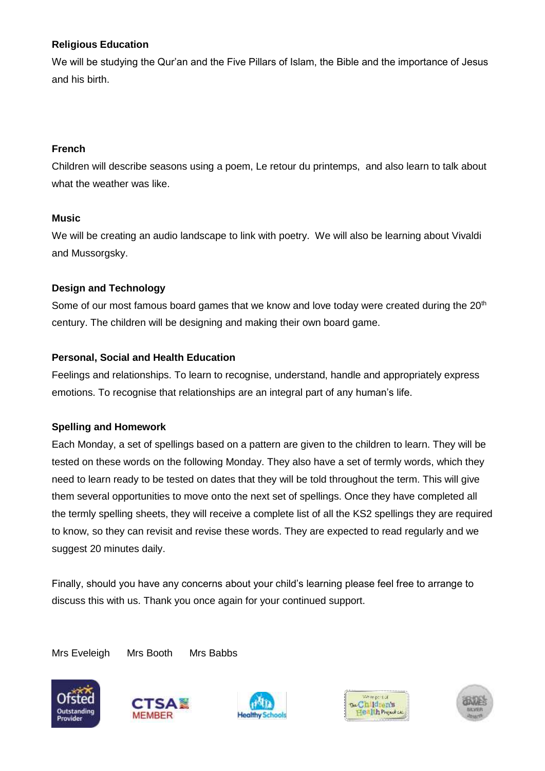**Religious Education**

We will be studying the Qur'an and the Five Pillars of Islam, the Bible and the importance of Jesus and his birth.

**French**

Children will describe seasons using a poem, Le retour du printemps, and also learn to talk about what the weather was like.

**Music**

We will be creating an audio landscape to link with poetry. We will also be learning about Vivaldi and Mussorgsky.

**Design and Technology**

Some of our most famous board games that we know and love today were created during the 20th century. The children will be designing and making their own board game.

**Personal, Social and Health Education**

Feelings and relationships. To learn to recognise, understand, handle and appropriately express emotions. To recognise that relationships are an integral part of any human's life.

**Spelling and Homework**

Each Monday, a set of spellings based on a pattern are given to the children to learn. They will be tested on these words on the following Monday. They also have a set of termly words, which they need to learn ready to be tested on dates that they will be told throughout the term. This will give them several opportunities to move onto the next set of spellings. Once they have completed all the termly spelling sheets, they will receive a complete list of all the KS2 spellings they are required to know, so they can revisit and revise these words. They are expected to read regularly and we suggest 20 minutes daily.

Finally, should you have any concerns about your child's learning please feel free to arrange to discuss this with us. Thank you once again for your continued support.

Mrs Eveleigh Mrs Booth Mrs Babbs